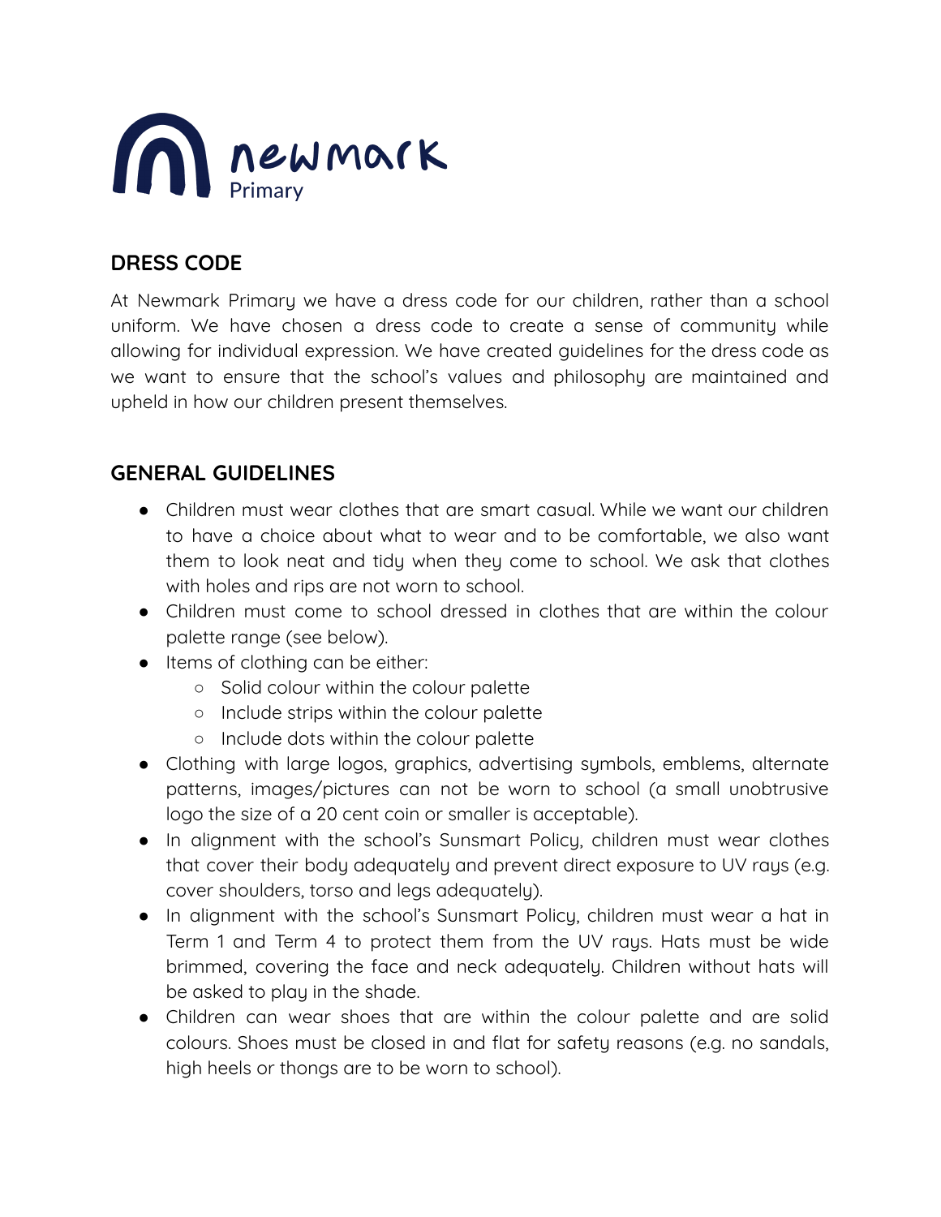newmark
Primary

## DRESS CODE

At Newmark Primary we have a dress code for our children, rather than a school uniform. We have chosen a dress code to create a sense of community while allowing for individual expression. We have created guidelines for the dress code as we want to ensure that the school's values and philosophy are maintained and upheld in how our children present themselves.

## GENERAL GUIDELINES

- Children must wear clothes that are smart casual. While we want our children to have a choice about what to wear and to be comfortable, we also want them to look neat and tidy when they come to school. We ask that clothes with holes and rips are not worn to school.
- Children must come to school dressed in clothes that are within the colour palette range (see below).
- Items of clothing can be either:
  - Solid colour within the colour palette
  - Include strips within the colour palette
  - Include dots within the colour palette
- Clothing with large logos, graphics, advertising symbols, emblems, alternate patterns, images/pictures can not be worn to school (a small unobtrusive logo the size of a 20 cent coin or smaller is acceptable).
- In alignment with the school's Sunsmart Policy, children must wear clothes that cover their body adequately and prevent direct exposure to UV rays (e.g. cover shoulders, torso and legs adequately).
- In alignment with the school's Sunsmart Policy, children must wear a hat in Term 1 and Term 4 to protect them from the UV rays. Hats must be wide brimmed, covering the face and neck adequately. Children without hats will be asked to play in the shade.
- Children can wear shoes that are within the colour palette and are solid colours. Shoes must be closed in and flat for safety reasons (e.g. no sandals, high heels or thongs are to be worn to school).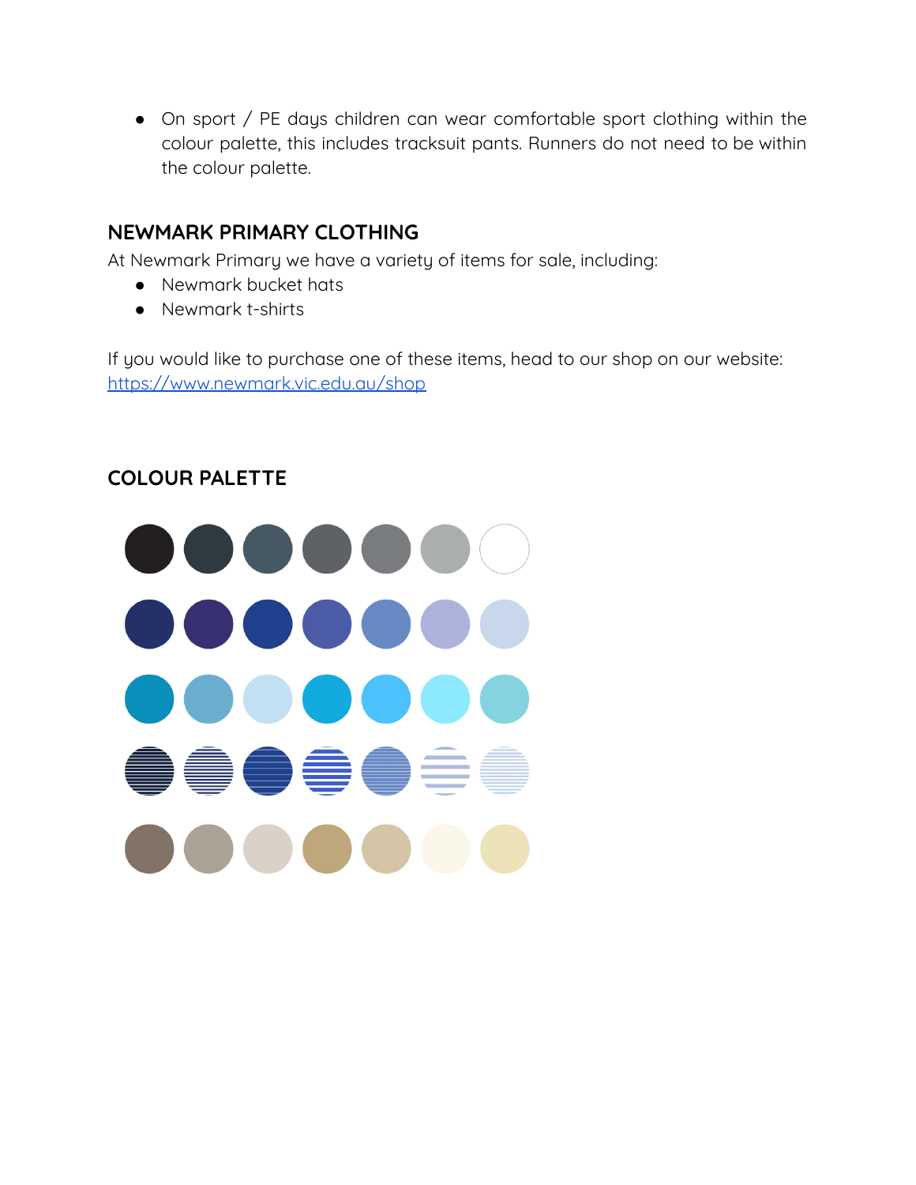- On sport / PE days children can wear comfortable sport clothing within the colour palette, this includes tracksuit pants. Runners do not need to be within the colour palette.

## NEWMARK PRIMARY CLOTHING

At Newmark Primary we have a variety of items for sale, including:

- Newmark bucket hats
- Newmark t-shirts

If you would like to purchase one of these items, head to our shop on our website: https://www.newmark.vic.edu.au/shop

## COLOUR PALETTE